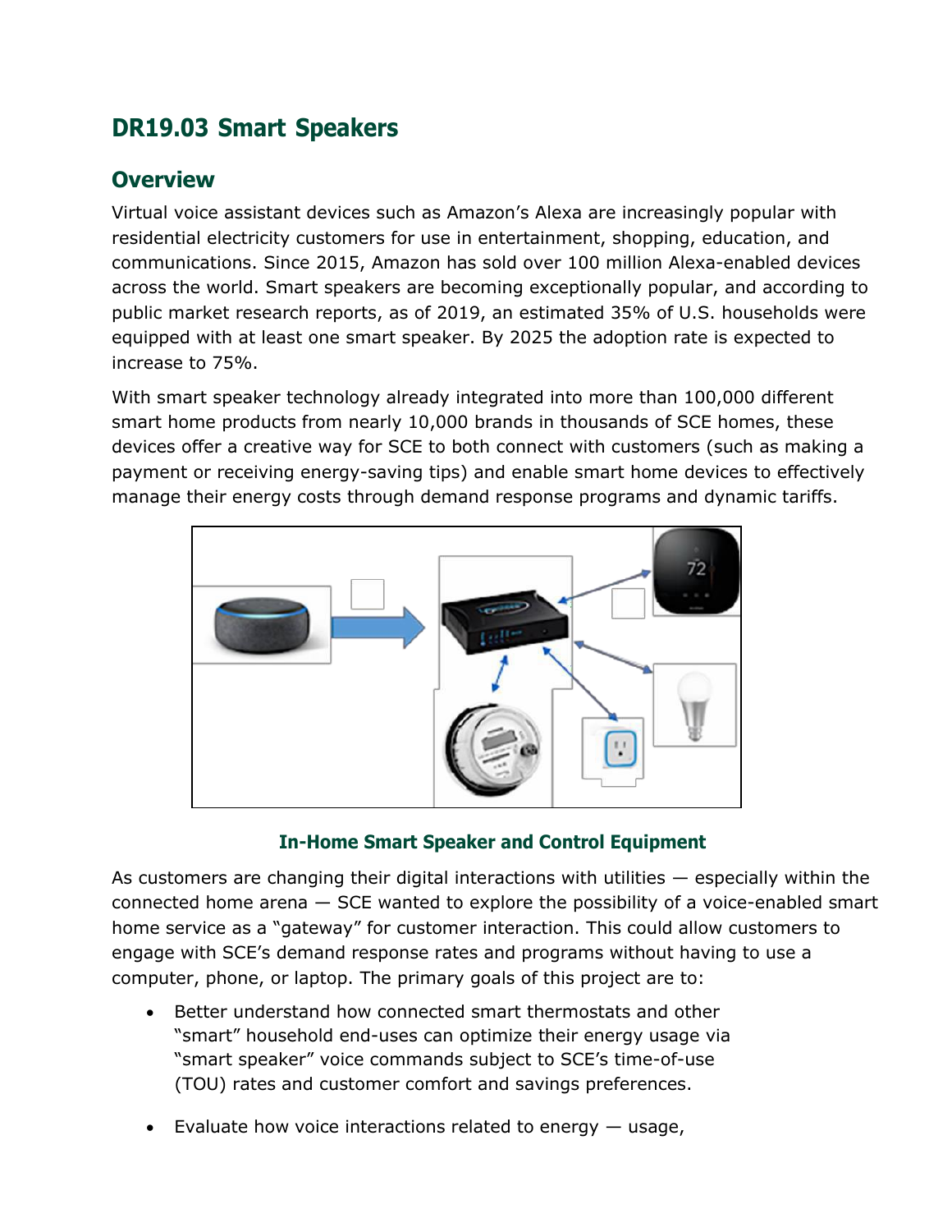# DR19.03 Smart Speakers

## Overview

Virtual voice assistant devices such as Amazon's Alexa are increasingly popular with residential electricity customers for use in entertainment, shopping, education, and communications. Since 2015, Amazon has sold over 100 million Alexa-enabled devices across the world. Smart speakers are becoming exceptionally popular, and according to public market research reports, as of 2019, an estimated 35% of U.S. households were equipped with at least one smart speaker. By 2025 the adoption rate is expected to increase to 75%.

With smart speaker technology already integrated into more than 100,000 different smart home products from nearly 10,000 brands in thousands of SCE homes, these devices offer a creative way for SCE to both connect with customers (such as making a payment or receiving energy-saving tips) and enable smart home devices to effectively manage their energy costs through demand response programs and dynamic tariffs.

**In-Home Smart Speaker and Control Equipment**

As customers are changing their digital interactions with utilities — especially within the connected home arena — SCE wanted to explore the possibility of a voice-enabled smart home service as a "gateway" for customer interaction. This could allow customers to engage with SCE's demand response rates and programs without having to use a computer, phone, or laptop. The primary goals of this project are to:

- Better understand how connected smart thermostats and other "smart" household end-uses can optimize their energy usage via "smart speaker" voice commands subject to SCE's time-of-use (TOU) rates and customer comfort and savings preferences.
- Evaluate how voice interactions related to energy — usage,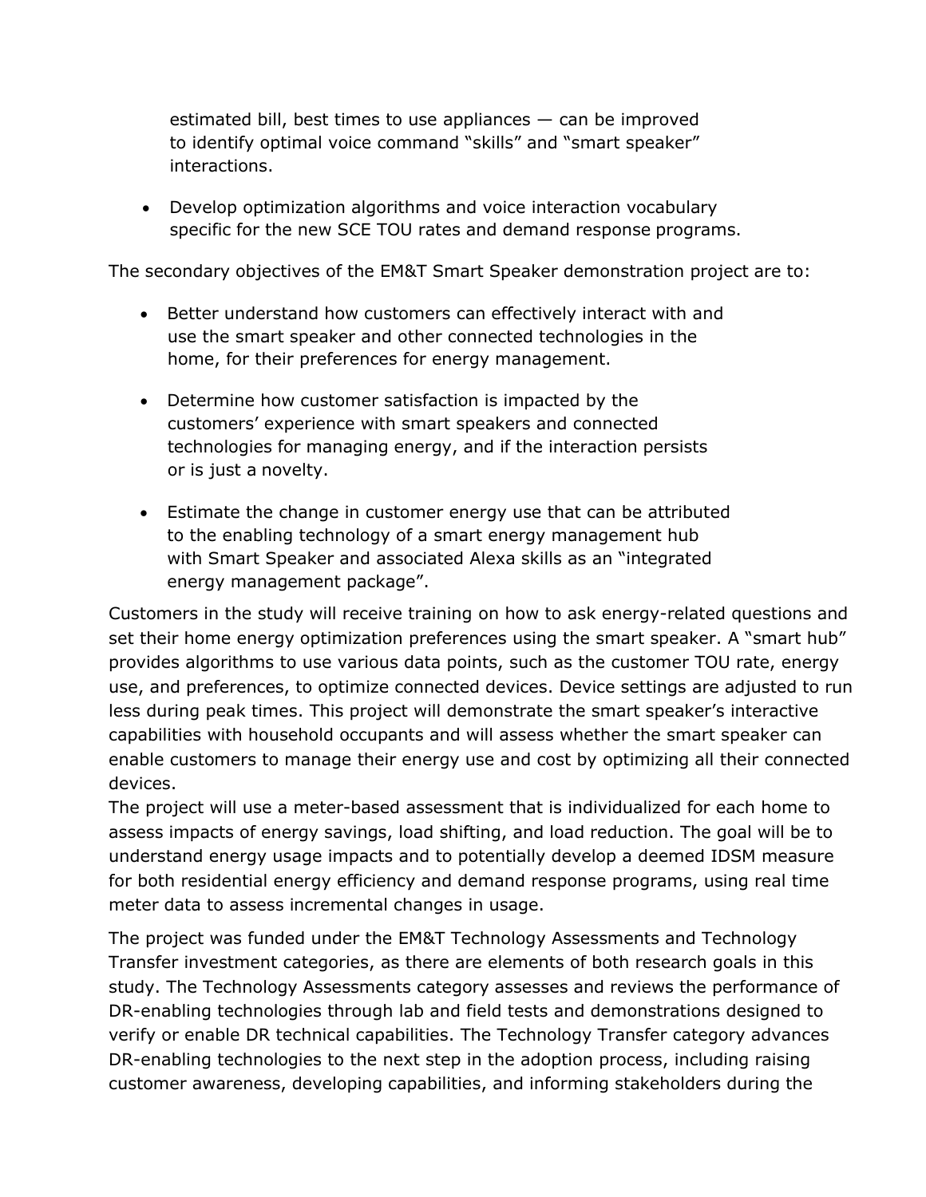estimated bill, best times to use appliances — can be improved to identify optimal voice command "skills" and "smart speaker" interactions.

- Develop optimization algorithms and voice interaction vocabulary specific for the new SCE TOU rates and demand response programs.

The secondary objectives of the EM&T Smart Speaker demonstration project are to:

- Better understand how customers can effectively interact with and use the smart speaker and other connected technologies in the home, for their preferences for energy management.
- Determine how customer satisfaction is impacted by the customers' experience with smart speakers and connected technologies for managing energy, and if the interaction persists or is just a novelty.
- Estimate the change in customer energy use that can be attributed to the enabling technology of a smart energy management hub with Smart Speaker and associated Alexa skills as an "integrated energy management package".

Customers in the study will receive training on how to ask energy-related questions and set their home energy optimization preferences using the smart speaker. A "smart hub" provides algorithms to use various data points, such as the customer TOU rate, energy use, and preferences, to optimize connected devices. Device settings are adjusted to run less during peak times. This project will demonstrate the smart speaker's interactive capabilities with household occupants and will assess whether the smart speaker can enable customers to manage their energy use and cost by optimizing all their connected devices.

The project will use a meter-based assessment that is individualized for each home to assess impacts of energy savings, load shifting, and load reduction. The goal will be to understand energy usage impacts and to potentially develop a deemed IDSM measure for both residential energy efficiency and demand response programs, using real time meter data to assess incremental changes in usage.

The project was funded under the EM&T Technology Assessments and Technology Transfer investment categories, as there are elements of both research goals in this study. The Technology Assessments category assesses and reviews the performance of DR-enabling technologies through lab and field tests and demonstrations designed to verify or enable DR technical capabilities. The Technology Transfer category advances DR-enabling technologies to the next step in the adoption process, including raising customer awareness, developing capabilities, and informing stakeholders during the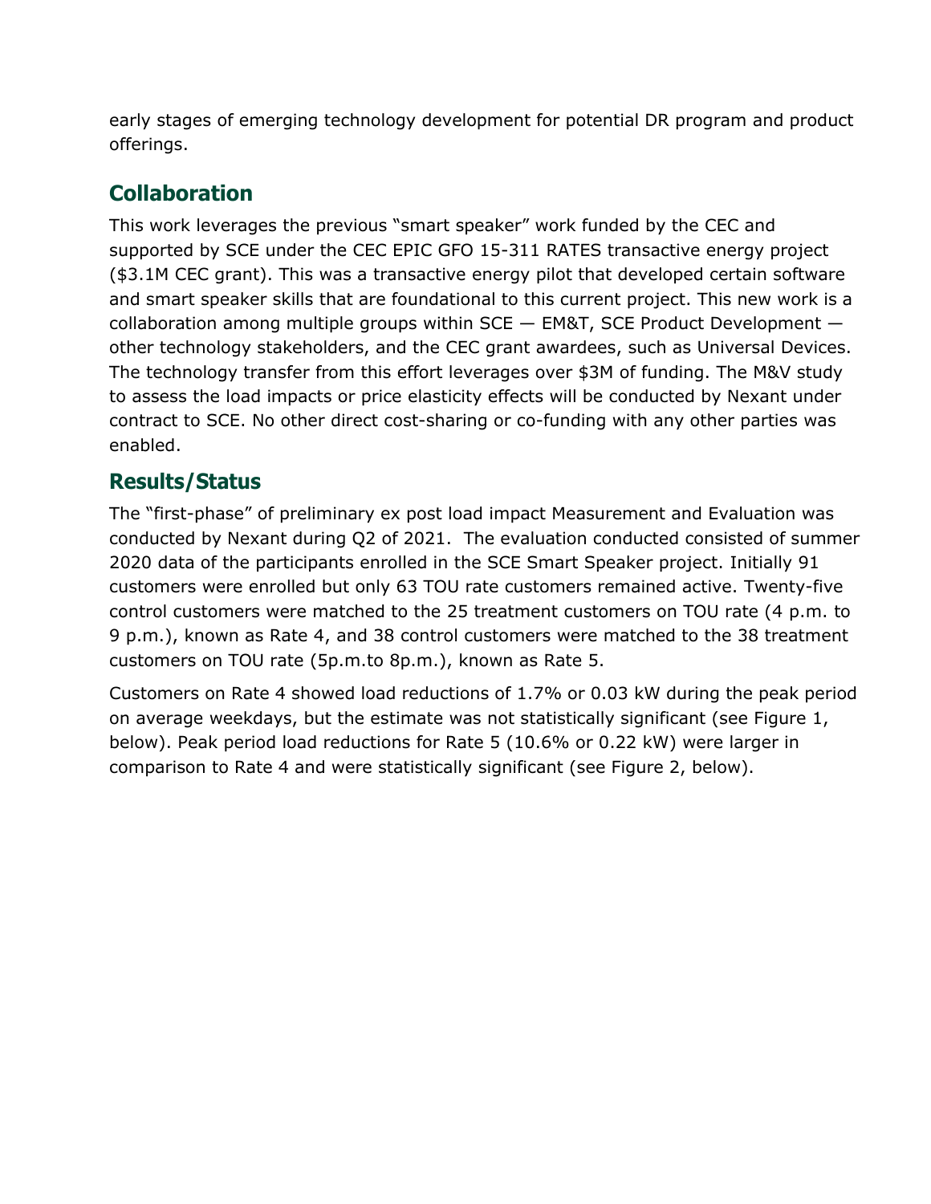early stages of emerging technology development for potential DR program and product offerings.

## Collaboration

This work leverages the previous "smart speaker" work funded by the CEC and supported by SCE under the CEC EPIC GFO 15-311 RATES transactive energy project ($3.1M CEC grant). This was a transactive energy pilot that developed certain software and smart speaker skills that are foundational to this current project. This new work is a collaboration among multiple groups within SCE — EM&T, SCE Product Development — other technology stakeholders, and the CEC grant awardees, such as Universal Devices. The technology transfer from this effort leverages over $3M of funding. The M&V study to assess the load impacts or price elasticity effects will be conducted by Nexant under contract to SCE. No other direct cost-sharing or co-funding with any other parties was enabled.

## Results/Status

The "first-phase" of preliminary ex post load impact Measurement and Evaluation was conducted by Nexant during Q2 of 2021. The evaluation conducted consisted of summer 2020 data of the participants enrolled in the SCE Smart Speaker project. Initially 91 customers were enrolled but only 63 TOU rate customers remained active. Twenty-five control customers were matched to the 25 treatment customers on TOU rate (4 p.m. to 9 p.m.), known as Rate 4, and 38 control customers were matched to the 38 treatment customers on TOU rate (5p.m.to 8p.m.), known as Rate 5.

Customers on Rate 4 showed load reductions of 1.7% or 0.03 kW during the peak period on average weekdays, but the estimate was not statistically significant (see Figure 1, below). Peak period load reductions for Rate 5 (10.6% or 0.22 kW) were larger in comparison to Rate 4 and were statistically significant (see Figure 2, below).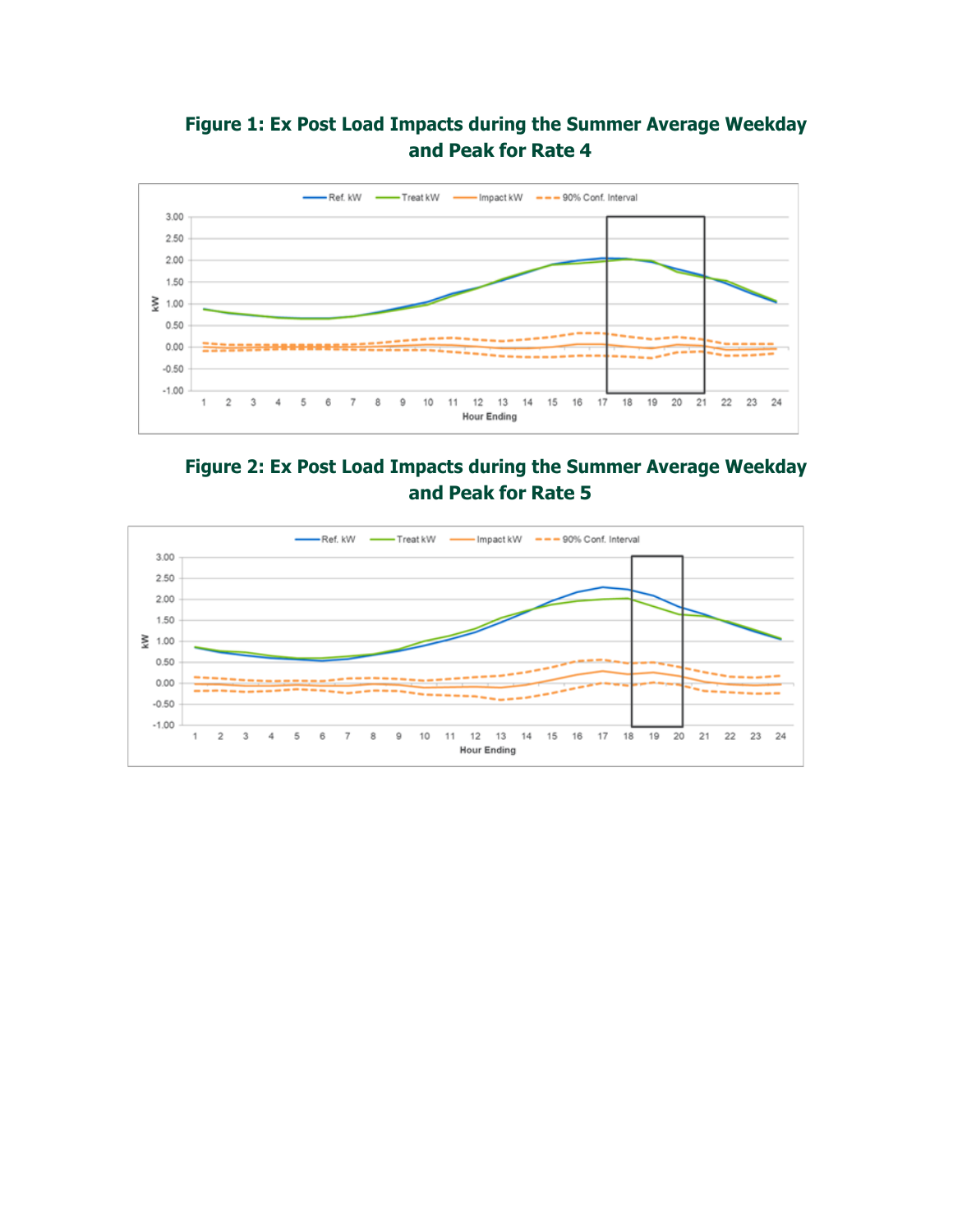**Figure 1: Ex Post Load Impacts during the Summer Average Weekday and Peak for Rate 4**

**Figure 2: Ex Post Load Impacts during the Summer Average Weekday and Peak for Rate 5**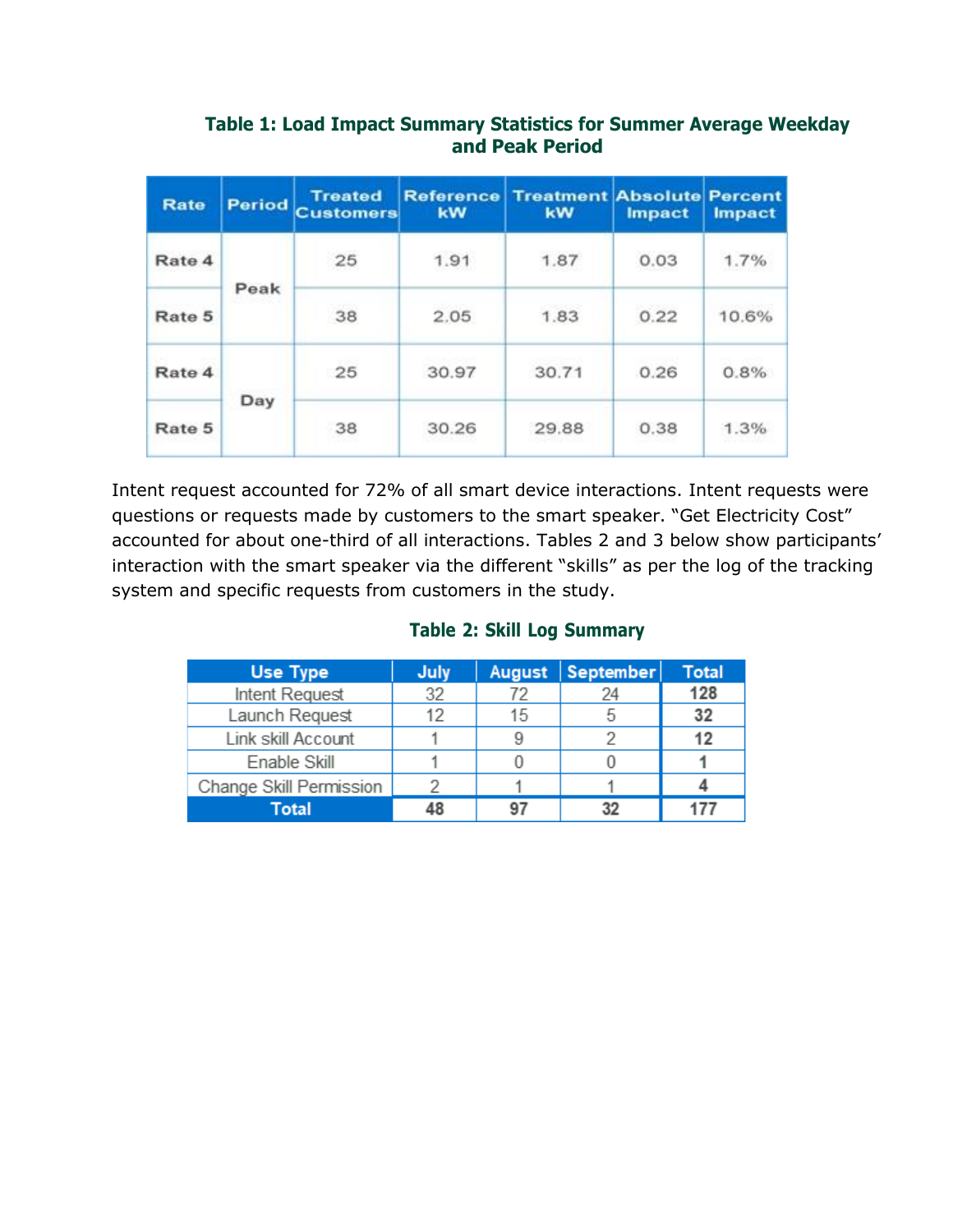**Table 1: Load Impact Summary Statistics for Summer Average Weekday and Peak Period**

| Rate | Period | Treated Customers | Reference kW | Treatment kW | Absolute Impact | Percent Impact |
|---|---|---|---|---|---|---|
| Rate 4 | Peak | 25 | 1.91 | 1.87 | 0.03 | 1.7% |
| Rate 5 | | 38 | 2.05 | 1.83 | 0.22 | 10.6% |
| Rate 4 | Day | 25 | 30.97 | 30.71 | 0.26 | 0.8% |
| Rate 5 | | 38 | 30.26 | 29.88 | 0.38 | 1.3% |

Intent request accounted for 72% of all smart device interactions. Intent requests were questions or requests made by customers to the smart speaker. "Get Electricity Cost" accounted for about one-third of all interactions. Tables 2 and 3 below show participants' interaction with the smart speaker via the different "skills" as per the log of the tracking system and specific requests from customers in the study.

**Table 2: Skill Log Summary**

| Use Type | July | August | September | Total |
|---|---|---|---|---|
| Intent Request | 32 | 72 | 24 | **128** |
| Launch Request | 12 | 15 | 5 | **32** |
| Link skill Account | 1 | 9 | 2 | **12** |
| Enable Skill | 1 | 0 | 0 | **1** |
| Change Skill Permission | 2 | 1 | 1 | **4** |
| **Total** | **48** | **97** | **32** | **177** |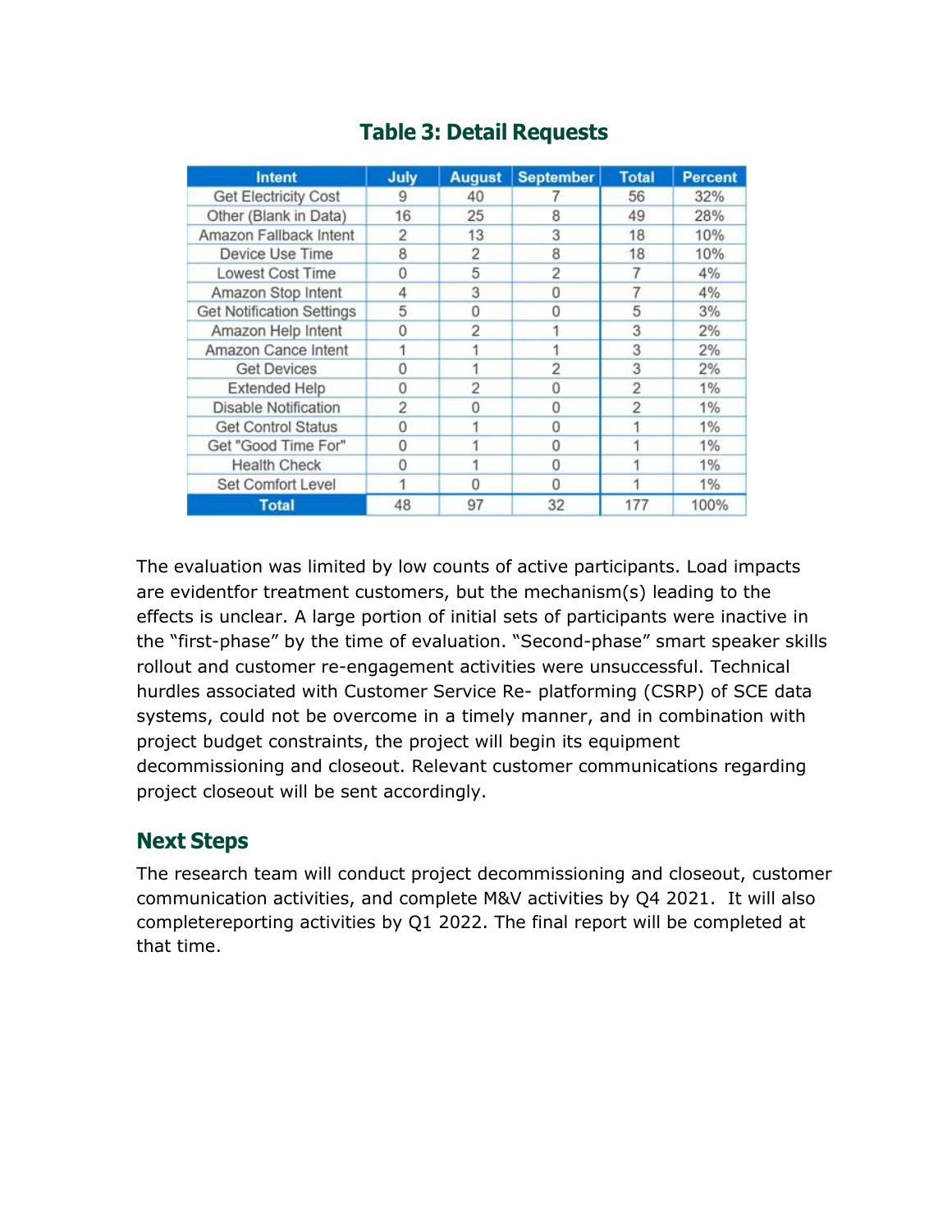## Table 3: Detail Requests

| Intent | July | August | September | Total | Percent |
|---|---|---|---|---|---|
| Get Electricity Cost | 9 | 40 | 7 | 56 | 32% |
| Other (Blank in Data) | 16 | 25 | 8 | 49 | 28% |
| Amazon Fallback Intent | 2 | 13 | 3 | 18 | 10% |
| Device Use Time | 8 | 2 | 8 | 18 | 10% |
| Lowest Cost Time | 0 | 5 | 2 | 7 | 4% |
| Amazon Stop Intent | 4 | 3 | 0 | 7 | 4% |
| Get Notification Settings | 5 | 0 | 0 | 5 | 3% |
| Amazon Help Intent | 0 | 2 | 1 | 3 | 2% |
| Amazon Cance Intent | 1 | 1 | 1 | 3 | 2% |
| Get Devices | 0 | 1 | 2 | 3 | 2% |
| Extended Help | 0 | 2 | 0 | 2 | 1% |
| Disable Notification | 2 | 0 | 0 | 2 | 1% |
| Get Control Status | 0 | 1 | 0 | 1 | 1% |
| Get "Good Time For" | 0 | 1 | 0 | 1 | 1% |
| Health Check | 0 | 1 | 0 | 1 | 1% |
| Set Comfort Level | 1 | 0 | 0 | 1 | 1% |
| **Total** | 48 | 97 | 32 | 177 | 100% |

The evaluation was limited by low counts of active participants. Load impacts are evidentfor treatment customers, but the mechanism(s) leading to the effects is unclear. A large portion of initial sets of participants were inactive in the "first-phase" by the time of evaluation. "Second-phase" smart speaker skills rollout and customer re-engagement activities were unsuccessful. Technical hurdles associated with Customer Service Re- platforming (CSRP) of SCE data systems, could not be overcome in a timely manner, and in combination with project budget constraints, the project will begin its equipment decommissioning and closeout. Relevant customer communications regarding project closeout will be sent accordingly.

## Next Steps

The research team will conduct project decommissioning and closeout, customer communication activities, and complete M&V activities by Q4 2021. It will also completereporting activities by Q1 2022. The final report will be completed at that time.